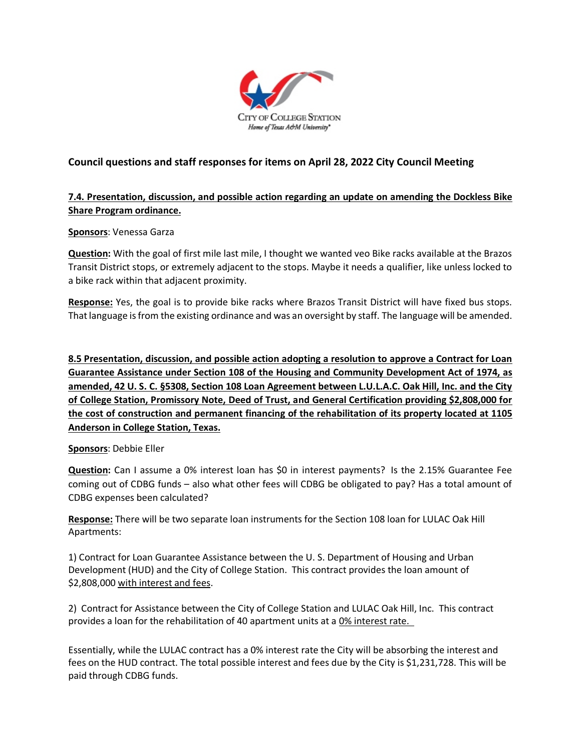CITY OF COLLEGE STATION
*Home of Texas A&M University®*

## Council questions and staff responses for items on April 28, 2022 City Council Meeting

**7.4. Presentation, discussion, and possible action regarding an update on amending the Dockless Bike Share Program ordinance.**

**Sponsors**: Venessa Garza

**Question:** With the goal of first mile last mile, I thought we wanted veo Bike racks available at the Brazos Transit District stops, or extremely adjacent to the stops. Maybe it needs a qualifier, like unless locked to a bike rack within that adjacent proximity.

**Response:** Yes, the goal is to provide bike racks where Brazos Transit District will have fixed bus stops. That language is from the existing ordinance and was an oversight by staff. The language will be amended.

**8.5 Presentation, discussion, and possible action adopting a resolution to approve a Contract for Loan Guarantee Assistance under Section 108 of the Housing and Community Development Act of 1974, as amended, 42 U. S. C. §5308, Section 108 Loan Agreement between L.U.L.A.C. Oak Hill, Inc. and the City of College Station, Promissory Note, Deed of Trust, and General Certification providing $2,808,000 for the cost of construction and permanent financing of the rehabilitation of its property located at 1105 Anderson in College Station, Texas.**

**Sponsors**: Debbie Eller

**Question:** Can I assume a 0% interest loan has $0 in interest payments? Is the 2.15% Guarantee Fee coming out of CDBG funds – also what other fees will CDBG be obligated to pay? Has a total amount of CDBG expenses been calculated?

**Response:** There will be two separate loan instruments for the Section 108 loan for LULAC Oak Hill Apartments:

1) Contract for Loan Guarantee Assistance between the U. S. Department of Housing and Urban Development (HUD) and the City of College Station. This contract provides the loan amount of $2,808,000 with interest and fees.

2) Contract for Assistance between the City of College Station and LULAC Oak Hill, Inc. This contract provides a loan for the rehabilitation of 40 apartment units at a 0% interest rate.

Essentially, while the LULAC contract has a 0% interest rate the City will be absorbing the interest and fees on the HUD contract. The total possible interest and fees due by the City is $1,231,728. This will be paid through CDBG funds.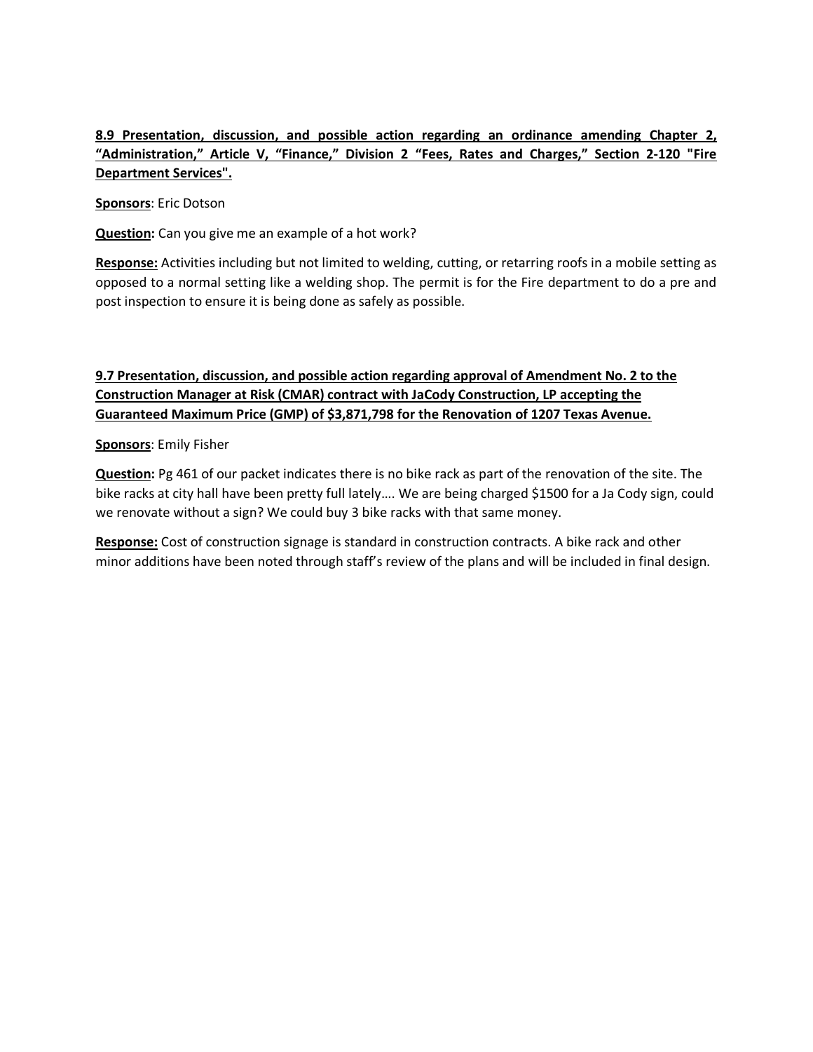**8.9 Presentation, discussion, and possible action regarding an ordinance amending Chapter 2, "Administration," Article V, "Finance," Division 2 "Fees, Rates and Charges," Section 2-120 "Fire Department Services".**

**Sponsors**: Eric Dotson

**Question:** Can you give me an example of a hot work?

**Response:** Activities including but not limited to welding, cutting, or retarring roofs in a mobile setting as opposed to a normal setting like a welding shop. The permit is for the Fire department to do a pre and post inspection to ensure it is being done as safely as possible.

**9.7 Presentation, discussion, and possible action regarding approval of Amendment No. 2 to the Construction Manager at Risk (CMAR) contract with JaCody Construction, LP accepting the Guaranteed Maximum Price (GMP) of $3,871,798 for the Renovation of 1207 Texas Avenue.**

**Sponsors**: Emily Fisher

**Question:** Pg 461 of our packet indicates there is no bike rack as part of the renovation of the site. The bike racks at city hall have been pretty full lately…. We are being charged $1500 for a Ja Cody sign, could we renovate without a sign? We could buy 3 bike racks with that same money.

**Response:** Cost of construction signage is standard in construction contracts. A bike rack and other minor additions have been noted through staff's review of the plans and will be included in final design.